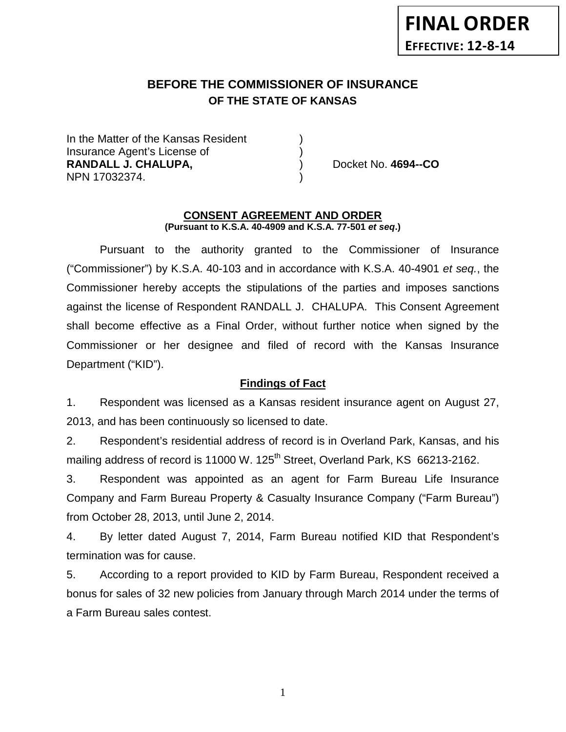**FINAL ORDER**
**EFFECTIVE: 12-8-14**

# BEFORE THE COMMISSIONER OF INSURANCE
## OF THE STATE OF KANSAS

| | | |
|---|---|---|
| In the Matter of the Kansas Resident | ) | |
| Insurance Agent's License of | ) | |
| **RANDALL J. CHALUPA,** | ) | Docket No. **4694--CO** |
| NPN 17032374. | ) | |

**CONSENT AGREEMENT AND ORDER**
**(Pursuant to K.S.A. 40-4909 and K.S.A. 77-501 *et seq*.)**

Pursuant to the authority granted to the Commissioner of Insurance ("Commissioner") by K.S.A. 40-103 and in accordance with K.S.A. 40-4901 *et seq.*, the Commissioner hereby accepts the stipulations of the parties and imposes sanctions against the license of Respondent RANDALL J. CHALUPA. This Consent Agreement shall become effective as a Final Order, without further notice when signed by the Commissioner or her designee and filed of record with the Kansas Insurance Department ("KID").

**Findings of Fact**

1. Respondent was licensed as a Kansas resident insurance agent on August 27, 2013, and has been continuously so licensed to date.

2. Respondent's residential address of record is in Overland Park, Kansas, and his mailing address of record is 11000 W. 125th Street, Overland Park, KS 66213-2162.

3. Respondent was appointed as an agent for Farm Bureau Life Insurance Company and Farm Bureau Property & Casualty Insurance Company ("Farm Bureau") from October 28, 2013, until June 2, 2014.

4. By letter dated August 7, 2014, Farm Bureau notified KID that Respondent's termination was for cause.

5. According to a report provided to KID by Farm Bureau, Respondent received a bonus for sales of 32 new policies from January through March 2014 under the terms of a Farm Bureau sales contest.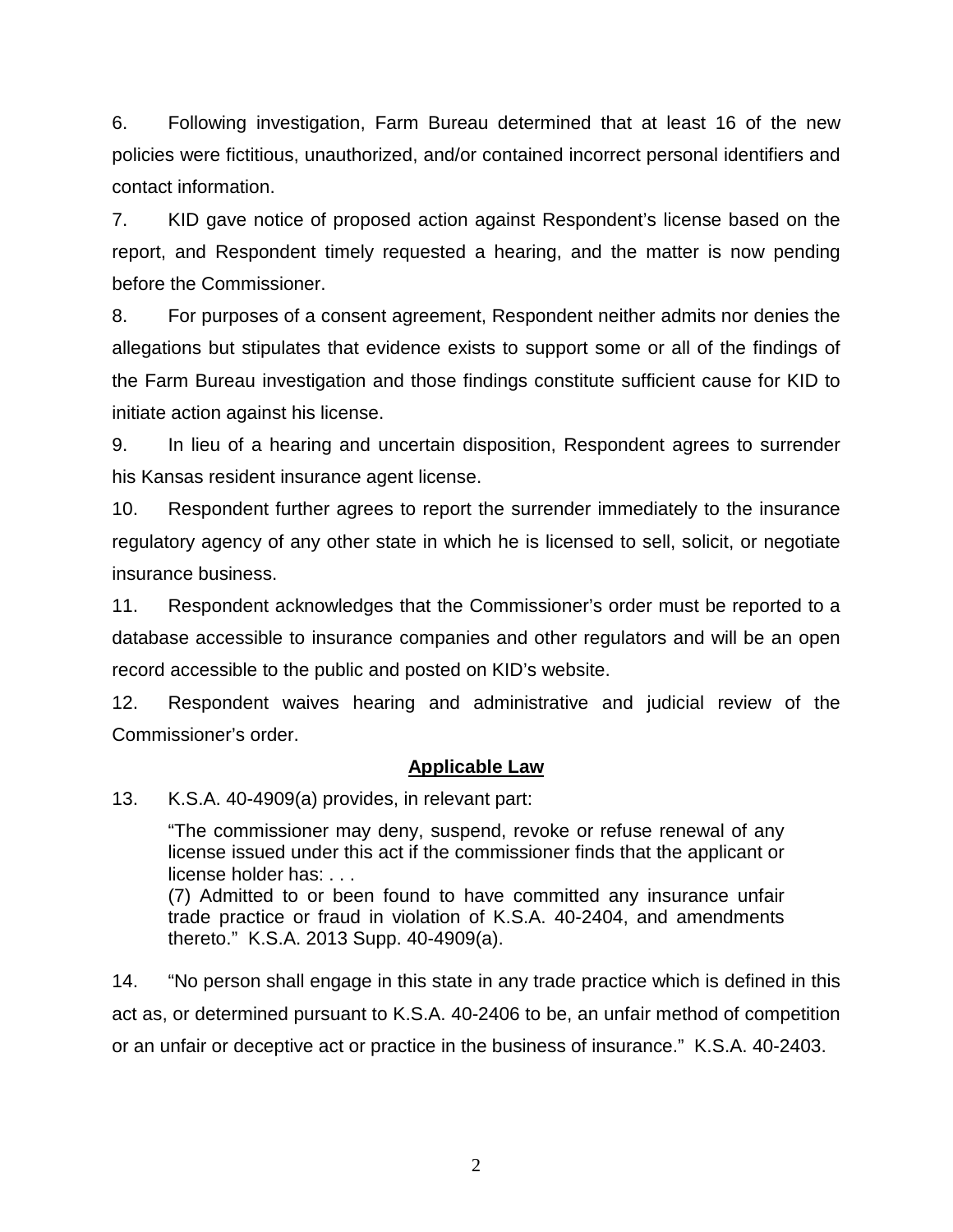6. Following investigation, Farm Bureau determined that at least 16 of the new policies were fictitious, unauthorized, and/or contained incorrect personal identifiers and contact information.

7. KID gave notice of proposed action against Respondent's license based on the report, and Respondent timely requested a hearing, and the matter is now pending before the Commissioner.

8. For purposes of a consent agreement, Respondent neither admits nor denies the allegations but stipulates that evidence exists to support some or all of the findings of the Farm Bureau investigation and those findings constitute sufficient cause for KID to initiate action against his license.

9. In lieu of a hearing and uncertain disposition, Respondent agrees to surrender his Kansas resident insurance agent license.

10. Respondent further agrees to report the surrender immediately to the insurance regulatory agency of any other state in which he is licensed to sell, solicit, or negotiate insurance business.

11. Respondent acknowledges that the Commissioner's order must be reported to a database accessible to insurance companies and other regulators and will be an open record accessible to the public and posted on KID's website.

12. Respondent waives hearing and administrative and judicial review of the Commissioner's order.

## Applicable Law

13. K.S.A. 40-4909(a) provides, in relevant part:

> "The commissioner may deny, suspend, revoke or refuse renewal of any license issued under this act if the commissioner finds that the applicant or license holder has: . . .
> (7) Admitted to or been found to have committed any insurance unfair trade practice or fraud in violation of K.S.A. 40-2404, and amendments thereto." K.S.A. 2013 Supp. 40-4909(a).

14. "No person shall engage in this state in any trade practice which is defined in this act as, or determined pursuant to K.S.A. 40-2406 to be, an unfair method of competition or an unfair or deceptive act or practice in the business of insurance." K.S.A. 40-2403.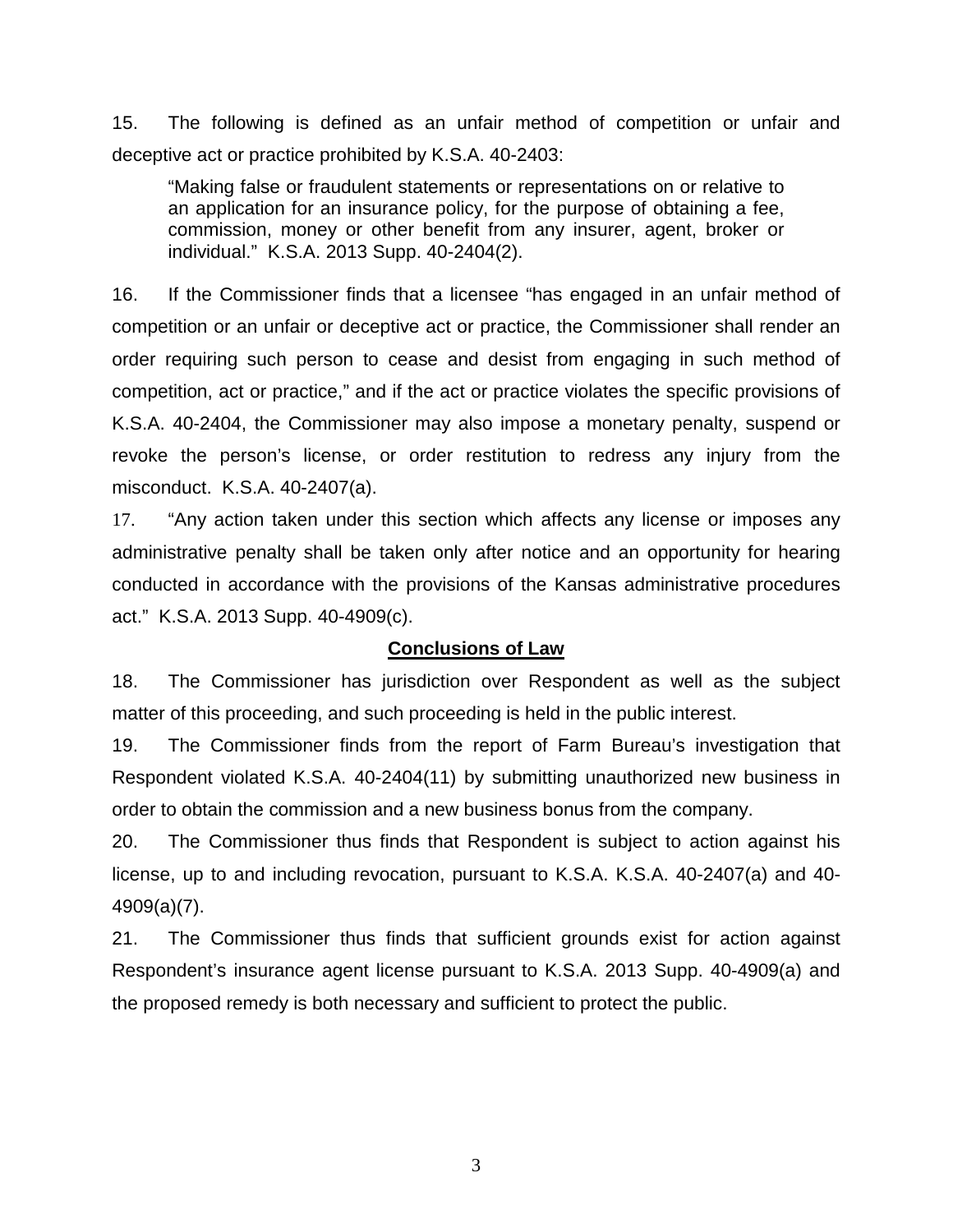15. The following is defined as an unfair method of competition or unfair and deceptive act or practice prohibited by K.S.A. 40-2403:

> "Making false or fraudulent statements or representations on or relative to an application for an insurance policy, for the purpose of obtaining a fee, commission, money or other benefit from any insurer, agent, broker or individual." K.S.A. 2013 Supp. 40-2404(2).

16. If the Commissioner finds that a licensee "has engaged in an unfair method of competition or an unfair or deceptive act or practice, the Commissioner shall render an order requiring such person to cease and desist from engaging in such method of competition, act or practice," and if the act or practice violates the specific provisions of K.S.A. 40-2404, the Commissioner may also impose a monetary penalty, suspend or revoke the person's license, or order restitution to redress any injury from the misconduct. K.S.A. 40-2407(a).

17. "Any action taken under this section which affects any license or imposes any administrative penalty shall be taken only after notice and an opportunity for hearing conducted in accordance with the provisions of the Kansas administrative procedures act." K.S.A. 2013 Supp. 40-4909(c).

## Conclusions of Law

18. The Commissioner has jurisdiction over Respondent as well as the subject matter of this proceeding, and such proceeding is held in the public interest.

19. The Commissioner finds from the report of Farm Bureau's investigation that Respondent violated K.S.A. 40-2404(11) by submitting unauthorized new business in order to obtain the commission and a new business bonus from the company.

20. The Commissioner thus finds that Respondent is subject to action against his license, up to and including revocation, pursuant to K.S.A. K.S.A. 40-2407(a) and 40-4909(a)(7).

21. The Commissioner thus finds that sufficient grounds exist for action against Respondent's insurance agent license pursuant to K.S.A. 2013 Supp. 40-4909(a) and the proposed remedy is both necessary and sufficient to protect the public.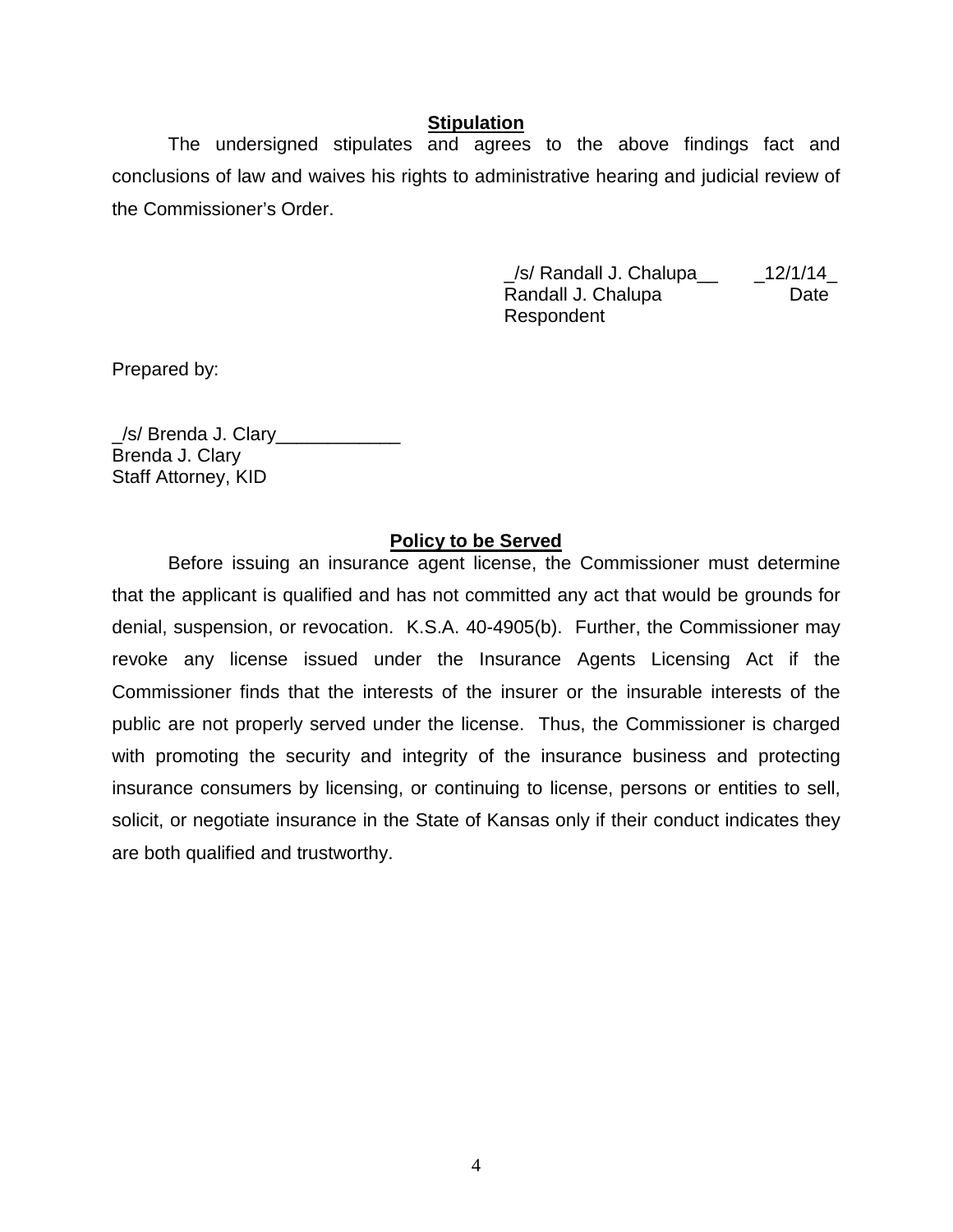## Stipulation

The undersigned stipulates and agrees to the above findings fact and conclusions of law and waives his rights to administrative hearing and judicial review of the Commissioner's Order.

_/s/ Randall J. Chalupa__ _12/1/14_
Randall J. Chalupa Date
Respondent

Prepared by:

_/s/ Brenda J. Clary____________
Brenda J. Clary
Staff Attorney, KID

## Policy to be Served

Before issuing an insurance agent license, the Commissioner must determine that the applicant is qualified and has not committed any act that would be grounds for denial, suspension, or revocation. K.S.A. 40-4905(b). Further, the Commissioner may revoke any license issued under the Insurance Agents Licensing Act if the Commissioner finds that the interests of the insurer or the insurable interests of the public are not properly served under the license. Thus, the Commissioner is charged with promoting the security and integrity of the insurance business and protecting insurance consumers by licensing, or continuing to license, persons or entities to sell, solicit, or negotiate insurance in the State of Kansas only if their conduct indicates they are both qualified and trustworthy.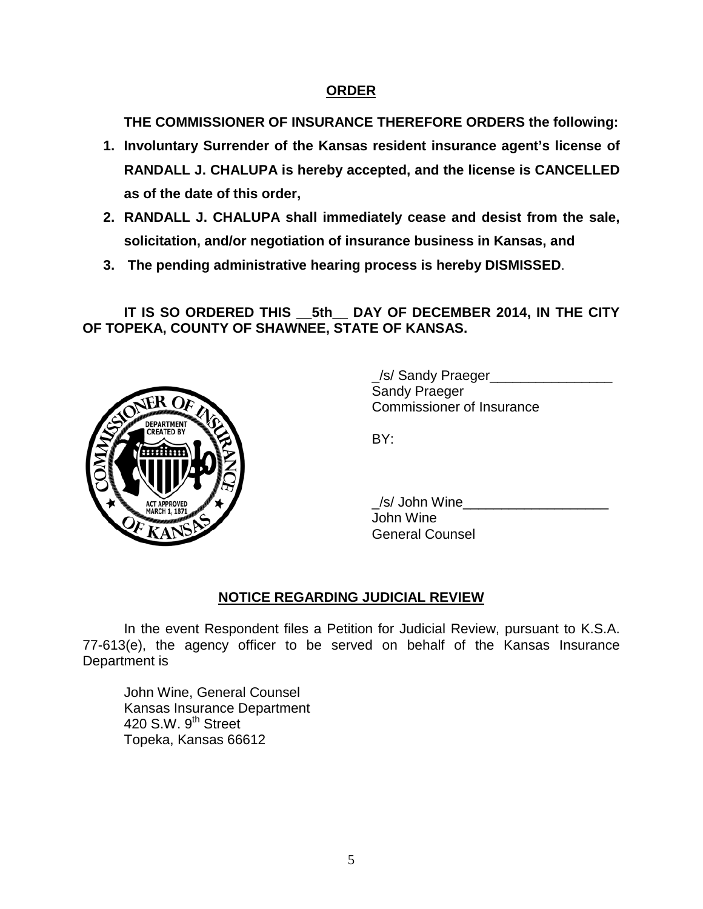## ORDER

**THE COMMISSIONER OF INSURANCE THEREFORE ORDERS the following:**

1. **Involuntary Surrender of the Kansas resident insurance agent's license of RANDALL J. CHALUPA is hereby accepted, and the license is CANCELLED as of the date of this order,**
2. **RANDALL J. CHALUPA shall immediately cease and desist from the sale, solicitation, and/or negotiation of insurance business in Kansas, and**
3. **The pending administrative hearing process is hereby DISMISSED**.

**IT IS SO ORDERED THIS __5th__ DAY OF DECEMBER 2014, IN THE CITY OF TOPEKA, COUNTY OF SHAWNEE, STATE OF KANSAS.**

_/s/ Sandy Praeger________________
Sandy Praeger
Commissioner of Insurance

BY:

_/s/ John Wine___________________
John Wine
General Counsel

## NOTICE REGARDING JUDICIAL REVIEW

In the event Respondent files a Petition for Judicial Review, pursuant to K.S.A. 77-613(e), the agency officer to be served on behalf of the Kansas Insurance Department is

John Wine, General Counsel
Kansas Insurance Department
420 S.W. 9th Street
Topeka, Kansas 66612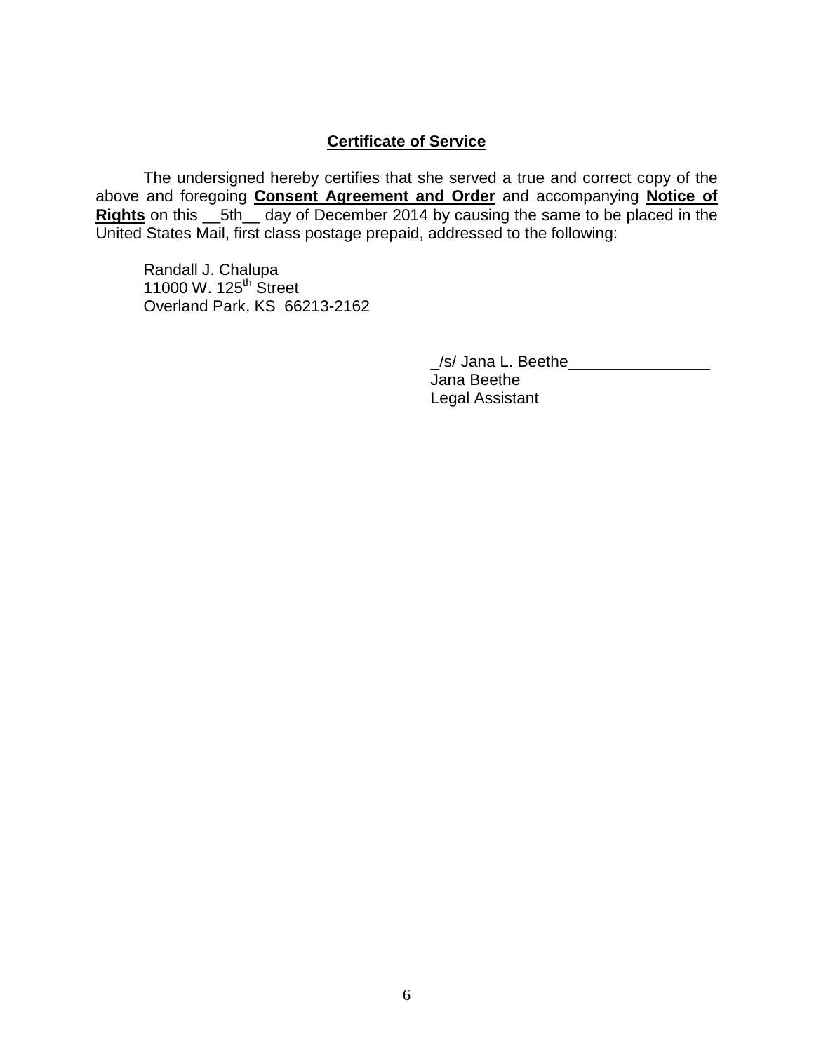**Certificate of Service**

The undersigned hereby certifies that she served a true and correct copy of the above and foregoing **Consent Agreement and Order** and accompanying **Notice of Rights** on this __5th__ day of December 2014 by causing the same to be placed in the United States Mail, first class postage prepaid, addressed to the following:

Randall J. Chalupa
11000 W. 125th Street
Overland Park, KS 66213-2162

_/s/ Jana L. Beethe________________
Jana Beethe
Legal Assistant